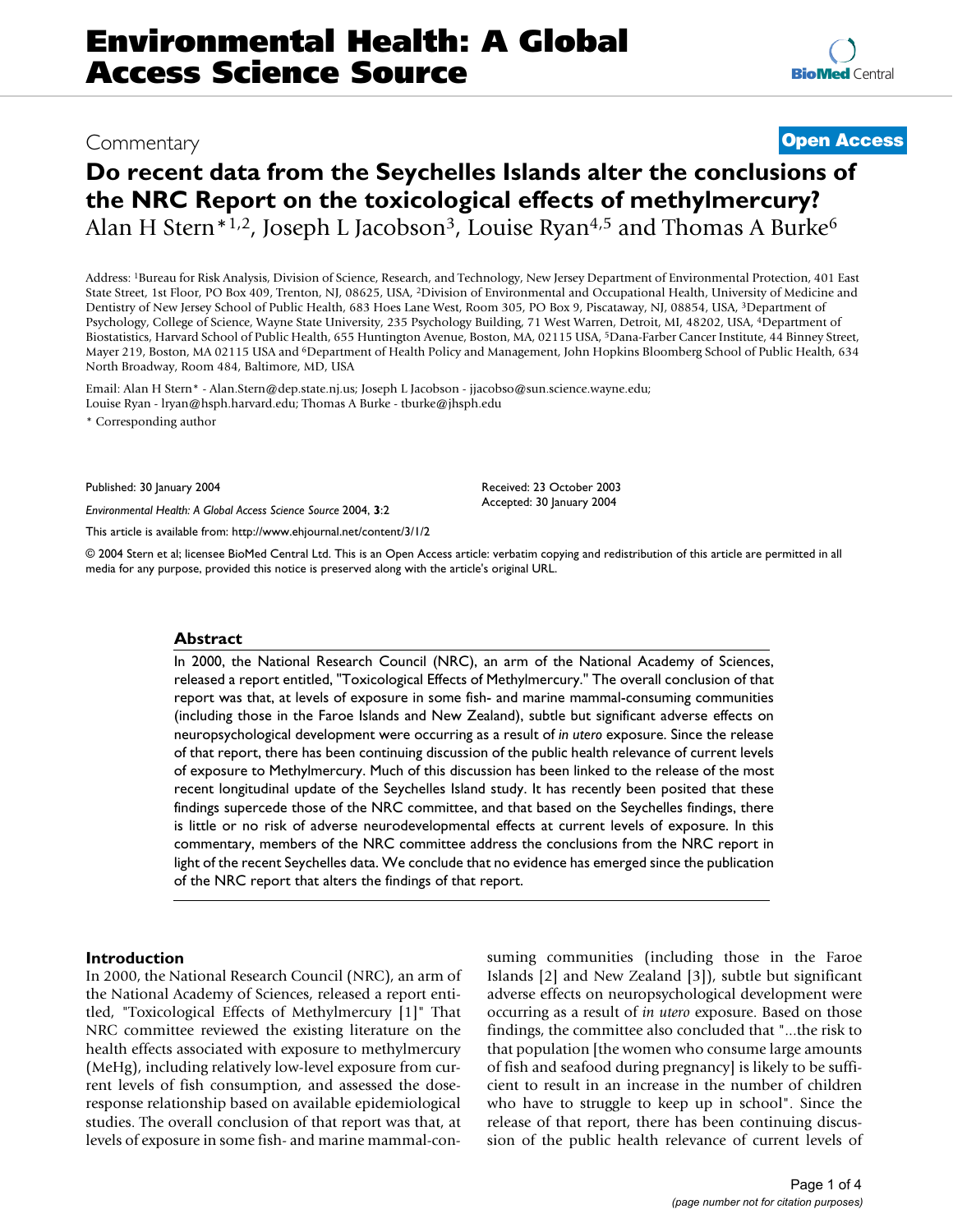# Environmental Health: A Global Access Science Source

Commentary

**Open Access**

## Do recent data from the Seychelles Islands alter the conclusions of the NRC Report on the toxicological effects of methylmercury?

Alan H Stern*[1,2], Joseph L Jacobson[3], Louise Ryan[4,5] and Thomas A Burke[6]

Address: [1]Bureau for Risk Analysis, Division of Science, Research, and Technology, New Jersey Department of Environmental Protection, 401 East State Street, 1st Floor, PO Box 409, Trenton, NJ, 08625, USA, [2]Division of Environmental and Occupational Health, University of Medicine and Dentistry of New Jersey School of Public Health, 683 Hoes Lane West, Room 305, PO Box 9, Piscataway, NJ, 08854, USA, [3]Department of Psychology, College of Science, Wayne State University, 235 Psychology Building, 71 West Warren, Detroit, MI, 48202, USA, [4]Department of Biostatistics, Harvard School of Public Health, 655 Huntington Avenue, Boston, MA, 02115 USA, [5]Dana-Farber Cancer Institute, 44 Binney Street, Mayer 219, Boston, MA 02115 USA and [6]Department of Health Policy and Management, John Hopkins Bloomberg School of Public Health, 634 North Broadway, Room 484, Baltimore, MD, USA

Email: Alan H Stern* - Alan.Stern@dep.state.nj.us; Joseph L Jacobson - jjacobso@sun.science.wayne.edu; Louise Ryan - lryan@hsph.harvard.edu; Thomas A Burke - tburke@jhsph.edu

* Corresponding author

Published: 30 January 2004

*Environmental Health: A Global Access Science Source* 2004, **3**:2

This article is available from: http://www.ehjournal.net/content/3/1/2

Received: 23 October 2003
Accepted: 30 January 2004

© 2004 Stern et al; licensee BioMed Central Ltd. This is an Open Access article: verbatim copying and redistribution of this article are permitted in all media for any purpose, provided this notice is preserved along with the article's original URL.

### Abstract

In 2000, the National Research Council (NRC), an arm of the National Academy of Sciences, released a report entitled, "Toxicological Effects of Methylmercury." The overall conclusion of that report was that, at levels of exposure in some fish- and marine mammal-consuming communities (including those in the Faroe Islands and New Zealand), subtle but significant adverse effects on neuropsychological development were occurring as a result of *in utero* exposure. Since the release of that report, there has been continuing discussion of the public health relevance of current levels of exposure to Methylmercury. Much of this discussion has been linked to the release of the most recent longitudinal update of the Seychelles Island study. It has recently been posited that these findings supercede those of the NRC committee, and that based on the Seychelles findings, there is little or no risk of adverse neurodevelopmental effects at current levels of exposure. In this commentary, members of the NRC committee address the conclusions from the NRC report in light of the recent Seychelles data. We conclude that no evidence has emerged since the publication of the NRC report that alters the findings of that report.

### Introduction

In 2000, the National Research Council (NRC), an arm of the National Academy of Sciences, released a report entitled, "Toxicological Effects of Methylmercury [1]" That NRC committee reviewed the existing literature on the health effects associated with exposure to methylmercury (MeHg), including relatively low-level exposure from current levels of fish consumption, and assessed the dose-response relationship based on available epidemiological studies. The overall conclusion of that report was that, at levels of exposure in some fish- and marine mammal-consuming communities (including those in the Faroe Islands [2] and New Zealand [3]), subtle but significant adverse effects on neuropsychological development were occurring as a result of *in utero* exposure. Based on those findings, the committee also concluded that "...the risk to that population [the women who consume large amounts of fish and seafood during pregnancy] is likely to be sufficient to result in an increase in the number of children who have to struggle to keep up in school". Since the release of that report, there has been continuing discussion of the public health relevance of current levels of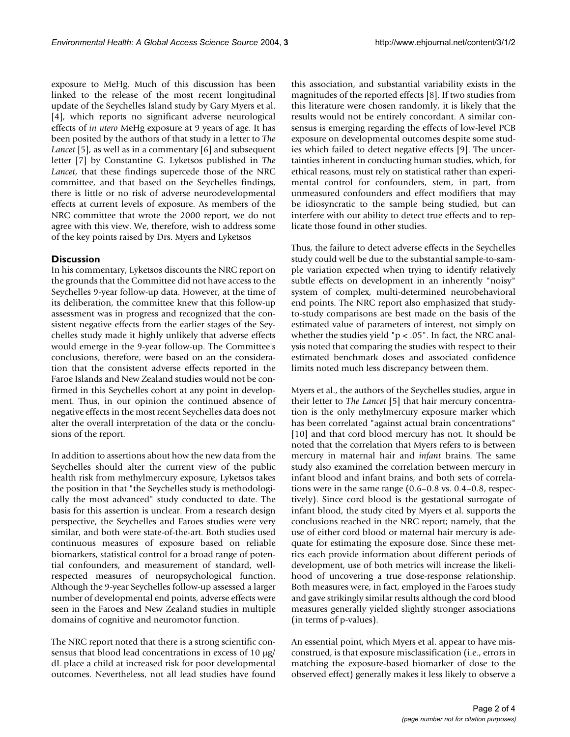exposure to MeHg. Much of this discussion has been linked to the release of the most recent longitudinal update of the Seychelles Island study by Gary Myers et al. [4], which reports no significant adverse neurological effects of *in utero* MeHg exposure at 9 years of age. It has been posited by the authors of that study in a letter to *The Lancet* [5], as well as in a commentary [6] and subsequent letter [7] by Constantine G. Lyketsos published in *The Lancet*, that these findings supercede those of the NRC committee, and that based on the Seychelles findings, there is little or no risk of adverse neurodevelopmental effects at current levels of exposure. As members of the NRC committee that wrote the 2000 report, we do not agree with this view. We, therefore, wish to address some of the key points raised by Drs. Myers and Lyketsos

## Discussion

In his commentary, Lyketsos discounts the NRC report on the grounds that the Committee did not have access to the Seychelles 9-year follow-up data. However, at the time of its deliberation, the committee knew that this follow-up assessment was in progress and recognized that the consistent negative effects from the earlier stages of the Seychelles study made it highly unlikely that adverse effects would emerge in the 9-year follow-up. The Committee's conclusions, therefore, were based on an the consideration that the consistent adverse effects reported in the Faroe Islands and New Zealand studies would not be confirmed in this Seychelles cohort at any point in development. Thus, in our opinion the continued absence of negative effects in the most recent Seychelles data does not alter the overall interpretation of the data or the conclusions of the report.

In addition to assertions about how the new data from the Seychelles should alter the current view of the public health risk from methylmercury exposure, Lyketsos takes the position in that "the Seychelles study is methodologically the most advanced" study conducted to date. The basis for this assertion is unclear. From a research design perspective, the Seychelles and Faroes studies were very similar, and both were state-of-the-art. Both studies used continuous measures of exposure based on reliable biomarkers, statistical control for a broad range of potential confounders, and measurement of standard, well-respected measures of neuropsychological function. Although the 9-year Seychelles follow-up assessed a larger number of developmental end points, adverse effects were seen in the Faroes and New Zealand studies in multiple domains of cognitive and neuromotor function.

The NRC report noted that there is a strong scientific consensus that blood lead concentrations in excess of 10 μg/dL place a child at increased risk for poor developmental outcomes. Nevertheless, not all lead studies have found this association, and substantial variability exists in the magnitudes of the reported effects [8]. If two studies from this literature were chosen randomly, it is likely that the results would not be entirely concordant. A similar consensus is emerging regarding the effects of low-level PCB exposure on developmental outcomes despite some studies which failed to detect negative effects [9]. The uncertainties inherent in conducting human studies, which, for ethical reasons, must rely on statistical rather than experimental control for confounders, stem, in part, from unmeasured confounders and effect modifiers that may be idiosyncratic to the sample being studied, but can interfere with our ability to detect true effects and to replicate those found in other studies.

Thus, the failure to detect adverse effects in the Seychelles study could well be due to the substantial sample-to-sample variation expected when trying to identify relatively subtle effects on development in an inherently "noisy" system of complex, multi-determined neurobehavioral end points. The NRC report also emphasized that study-to-study comparisons are best made on the basis of the estimated value of parameters of interest, not simply on whether the studies yield "$p < .05$". In fact, the NRC analysis noted that comparing the studies with respect to their estimated benchmark doses and associated confidence limits noted much less discrepancy between them.

Myers et al., the authors of the Seychelles studies, argue in their letter to *The Lancet* [5] that hair mercury concentration is the only methylmercury exposure marker which has been correlated "against actual brain concentrations" [10] and that cord blood mercury has not. It should be noted that the correlation that Myers refers to is between mercury in maternal hair and *infant* brains. The same study also examined the correlation between mercury in infant blood and infant brains, and both sets of correlations were in the same range (0.6–0.8 vs. 0.4–0.8, respectively). Since cord blood is the gestational surrogate of infant blood, the study cited by Myers et al. supports the conclusions reached in the NRC report; namely, that the use of either cord blood or maternal hair mercury is adequate for estimating the exposure dose. Since these metrics each provide information about different periods of development, use of both metrics will increase the likelihood of uncovering a true dose-response relationship. Both measures were, in fact, employed in the Faroes study and gave strikingly similar results although the cord blood measures generally yielded slightly stronger associations (in terms of p-values).

An essential point, which Myers et al. appear to have misconstrued, is that exposure misclassification (i.e., errors in matching the exposure-based biomarker of dose to the observed effect) generally makes it less likely to observe a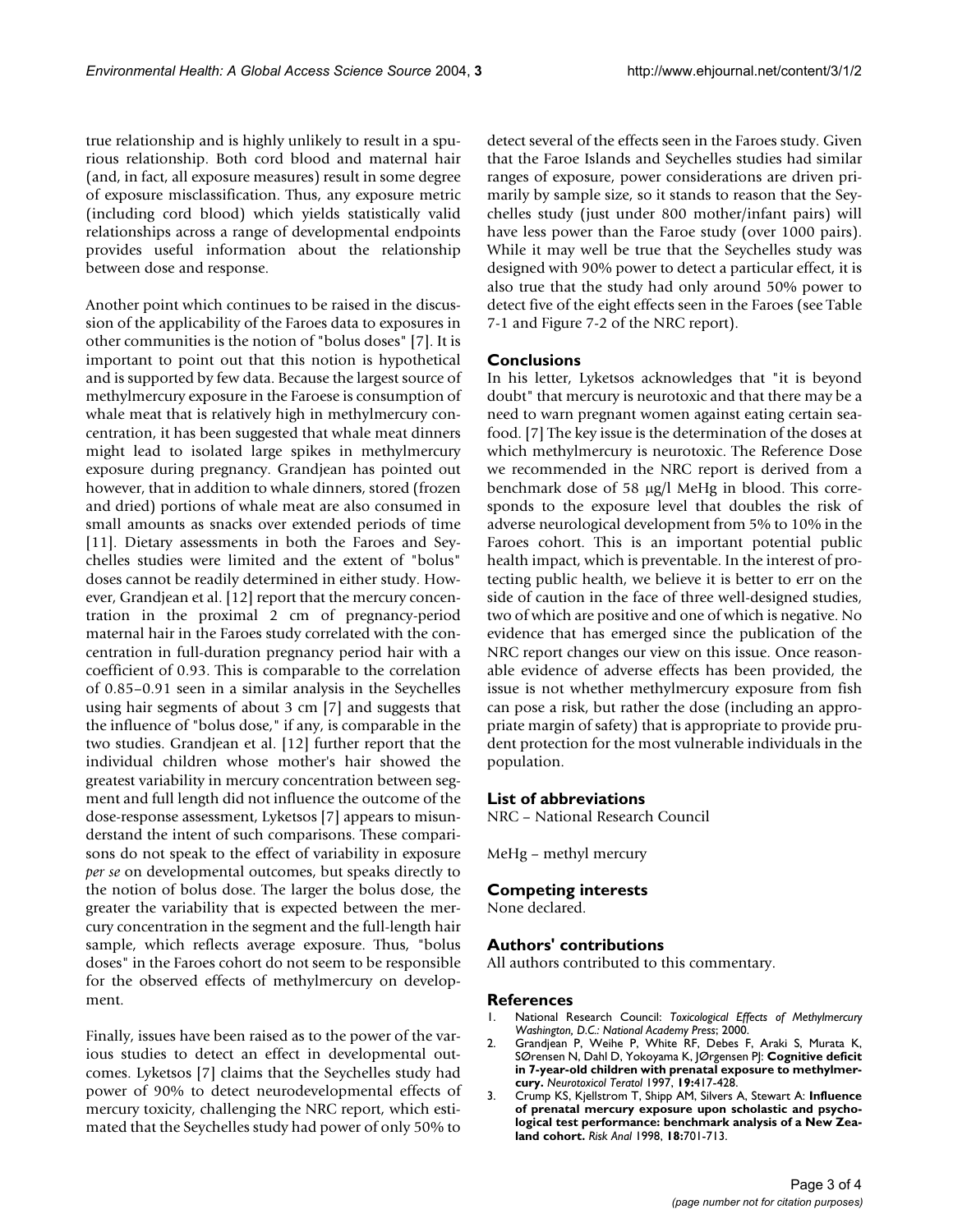true relationship and is highly unlikely to result in a spurious relationship. Both cord blood and maternal hair (and, in fact, all exposure measures) result in some degree of exposure misclassification. Thus, any exposure metric (including cord blood) which yields statistically valid relationships across a range of developmental endpoints provides useful information about the relationship between dose and response.

Another point which continues to be raised in the discussion of the applicability of the Faroes data to exposures in other communities is the notion of "bolus doses" [7]. It is important to point out that this notion is hypothetical and is supported by few data. Because the largest source of methylmercury exposure in the Faroese is consumption of whale meat that is relatively high in methylmercury concentration, it has been suggested that whale meat dinners might lead to isolated large spikes in methylmercury exposure during pregnancy. Grandjean has pointed out however, that in addition to whale dinners, stored (frozen and dried) portions of whale meat are also consumed in small amounts as snacks over extended periods of time [11]. Dietary assessments in both the Faroes and Seychelles studies were limited and the extent of "bolus" doses cannot be readily determined in either study. However, Grandjean et al. [12] report that the mercury concentration in the proximal 2 cm of pregnancy-period maternal hair in the Faroes study correlated with the concentration in full-duration pregnancy period hair with a coefficient of 0.93. This is comparable to the correlation of 0.85–0.91 seen in a similar analysis in the Seychelles using hair segments of about 3 cm [7] and suggests that the influence of "bolus dose," if any, is comparable in the two studies. Grandjean et al. [12] further report that the individual children whose mother's hair showed the greatest variability in mercury concentration between segment and full length did not influence the outcome of the dose-response assessment, Lyketsos [7] appears to misunderstand the intent of such comparisons. These comparisons do not speak to the effect of variability in exposure *per se* on developmental outcomes, but speaks directly to the notion of bolus dose. The larger the bolus dose, the greater the variability that is expected between the mercury concentration in the segment and the full-length hair sample, which reflects average exposure. Thus, "bolus doses" in the Faroes cohort do not seem to be responsible for the observed effects of methylmercury on development.

Finally, issues have been raised as to the power of the various studies to detect an effect in developmental outcomes. Lyketsos [7] claims that the Seychelles study had power of 90% to detect neurodevelopmental effects of mercury toxicity, challenging the NRC report, which estimated that the Seychelles study had power of only 50% to detect several of the effects seen in the Faroes study. Given that the Faroe Islands and Seychelles studies had similar ranges of exposure, power considerations are driven primarily by sample size, so it stands to reason that the Seychelles study (just under 800 mother/infant pairs) will have less power than the Faroe study (over 1000 pairs). While it may well be true that the Seychelles study was designed with 90% power to detect a particular effect, it is also true that the study had only around 50% power to detect five of the eight effects seen in the Faroes (see Table 7-1 and Figure 7-2 of the NRC report).

## Conclusions

In his letter, Lyketsos acknowledges that "it is beyond doubt" that mercury is neurotoxic and that there may be a need to warn pregnant women against eating certain seafood. [7] The key issue is the determination of the doses at which methylmercury is neurotoxic. The Reference Dose we recommended in the NRC report is derived from a benchmark dose of 58 μg/l MeHg in blood. This corresponds to the exposure level that doubles the risk of adverse neurological development from 5% to 10% in the Faroes cohort. This is an important potential public health impact, which is preventable. In the interest of protecting public health, we believe it is better to err on the side of caution in the face of three well-designed studies, two of which are positive and one of which is negative. No evidence that has emerged since the publication of the NRC report changes our view on this issue. Once reasonable evidence of adverse effects has been provided, the issue is not whether methylmercury exposure from fish can pose a risk, but rather the dose (including an appropriate margin of safety) that is appropriate to provide prudent protection for the most vulnerable individuals in the population.

## List of abbreviations

NRC – National Research Council

MeHg – methyl mercury

## Competing interests

None declared.

## Authors' contributions

All authors contributed to this commentary.

## References

1. National Research Council: *Toxicological Effects of Methylmercury Washington, D.C.: National Academy Press*; 2000.
2. Grandjean P, Weihe P, White RF, Debes F, Araki S, Murata K, SØrensen N, Dahl D, Yokoyama K, JØrgensen PJ: **Cognitive deficit in 7-year-old children with prenatal exposure to methylmercury.** *Neurotoxicol Teratol* 1997, **19:**417-428.
3. Crump KS, Kjellstrom T, Shipp AM, Silvers A, Stewart A: **Influence of prenatal mercury exposure upon scholastic and psychological test performance: benchmark analysis of a New Zealand cohort.** *Risk Anal* 1998, **18:**701-713.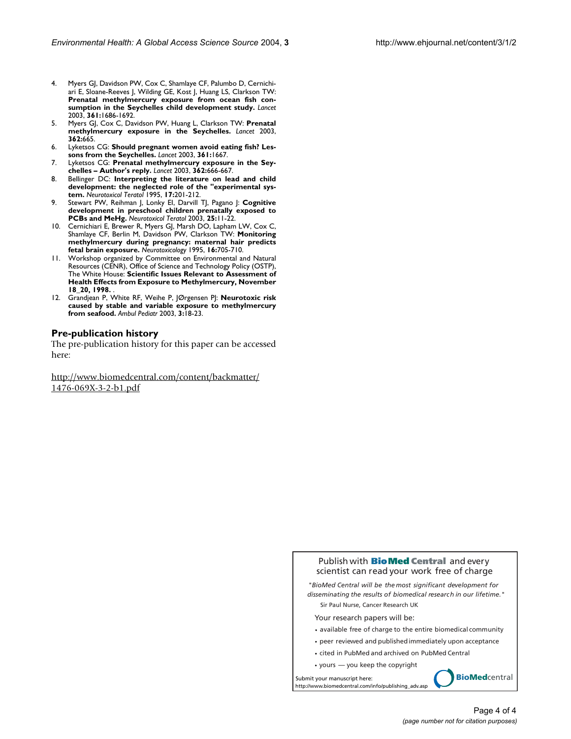4. Myers GJ, Davidson PW, Cox C, Shamlaye CF, Palumbo D, Cernichiari E, Sloane-Reeves J, Wilding GE, Kost J, Huang LS, Clarkson TW: **Prenatal methylmercury exposure from ocean fish consumption in the Seychelles child development study.** *Lancet* 2003, **361:**1686-1692.
5. Myers GJ, Cox C, Davidson PW, Huang L, Clarkson TW: **Prenatal methylmercury exposure in the Seychelles.** *Lancet* 2003, **362:**665.
6. Lyketsos CG: **Should pregnant women avoid eating fish? Lessons from the Seychelles.** *Lancet* 2003, **361:**1667.
7. Lyketsos CG: **Prenatal methylmercury exposure in the Seychelles – Author's reply.** *Lancet* 2003, **362:**666-667.
8. Bellinger DC: **Interpreting the literature on lead and child development: the neglected role of the "experimental system.** *Neurotoxicol Teratol* 1995, **17:**201-212.
9. Stewart PW, Reihman J, Lonky EI, Darvill TJ, Pagano J: **Cognitive development in preschool children prenatally exposed to PCBs and MeHg.** *Neurotoxicol Teratol* 2003, **25:**11-22.
10. Cernichiari E, Brewer R, Myers GJ, Marsh DO, Lapham LW, Cox C, Shamlaye CF, Berlin M, Davidson PW, Clarkson TW: **Monitoring methylmercury during pregnancy: maternal hair predicts fetal brain exposure.** *Neurotoxicology* 1995, **16:**705-710.
11. Workshop organized by Committee on Environmental and Natural Resources (CENR), Office of Science and Technology Policy (OSTP), The White House: **Scientific Issues Relevant to Assessment of Health Effects from Exposure to Methylmercury, November 18_20, 1998.** .
12. Grandjean P, White RF, Weihe P, JØrgensen PJ: **Neurotoxic risk caused by stable and variable exposure to methylmercury from seafood.** *Ambul Pediatr* 2003, **3:**18-23.

## Pre-publication history

The pre-publication history for this paper can be accessed here:

http://www.biomedcentral.com/content/backmatter/1476-069X-3-2-b1.pdf